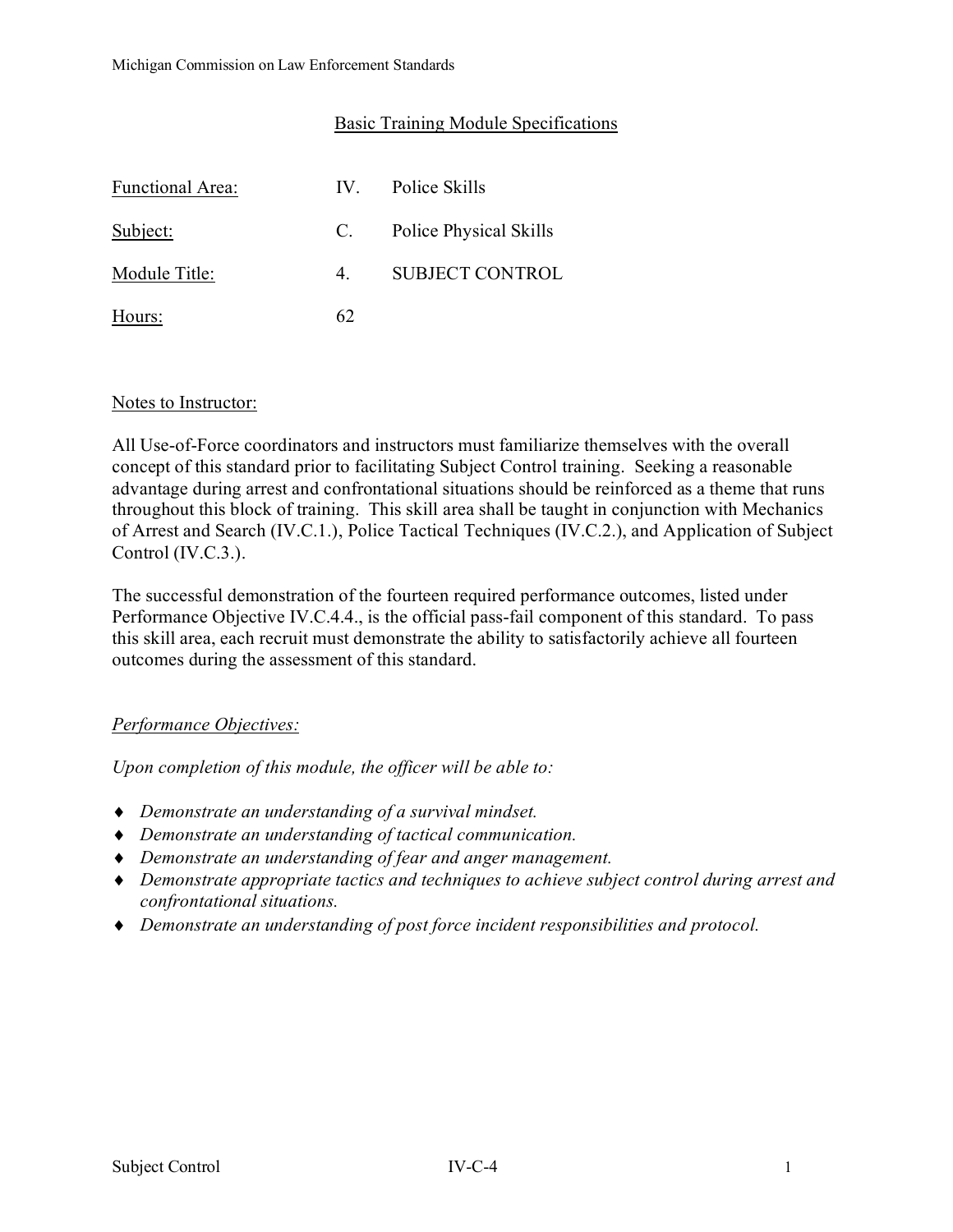## Basic Training Module Specifications

| | | |
|---|---|---|
| Functional Area: | IV. | Police Skills |
| Subject: | C. | Police Physical Skills |
| Module Title: | 4. | SUBJECT CONTROL |
| Hours: | 62 | |

### Notes to Instructor:

All Use-of-Force coordinators and instructors must familiarize themselves with the overall concept of this standard prior to facilitating Subject Control training. Seeking a reasonable advantage during arrest and confrontational situations should be reinforced as a theme that runs throughout this block of training. This skill area shall be taught in conjunction with Mechanics of Arrest and Search (IV.C.1.), Police Tactical Techniques (IV.C.2.), and Application of Subject Control (IV.C.3.).

The successful demonstration of the fourteen required performance outcomes, listed under Performance Objective IV.C.4.4., is the official pass-fail component of this standard. To pass this skill area, each recruit must demonstrate the ability to satisfactorily achieve all fourteen outcomes during the assessment of this standard.

### *Performance Objectives:*

*Upon completion of this module, the officer will be able to:*

- *Demonstrate an understanding of a survival mindset.*
- *Demonstrate an understanding of tactical communication.*
- *Demonstrate an understanding of fear and anger management.*
- *Demonstrate appropriate tactics and techniques to achieve subject control during arrest and confrontational situations.*
- *Demonstrate an understanding of post force incident responsibilities and protocol.*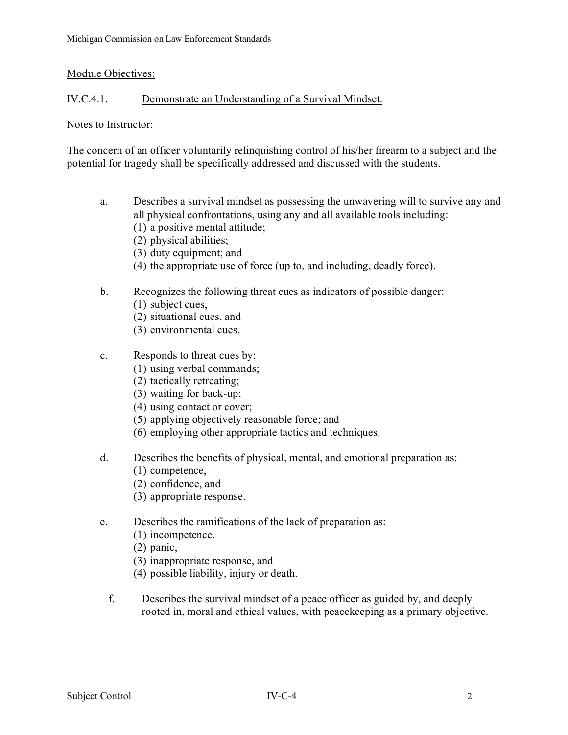Module Objectives:

IV.C.4.1. Demonstrate an Understanding of a Survival Mindset.

Notes to Instructor:

The concern of an officer voluntarily relinquishing control of his/her firearm to a subject and the potential for tragedy shall be specifically addressed and discussed with the students.

a. Describes a survival mindset as possessing the unwavering will to survive any and all physical confrontations, using any and all available tools including:
   (1) a positive mental attitude;
   (2) physical abilities;
   (3) duty equipment; and
   (4) the appropriate use of force (up to, and including, deadly force).

b. Recognizes the following threat cues as indicators of possible danger:
   (1) subject cues,
   (2) situational cues, and
   (3) environmental cues.

c. Responds to threat cues by:
   (1) using verbal commands;
   (2) tactically retreating;
   (3) waiting for back-up;
   (4) using contact or cover;
   (5) applying objectively reasonable force; and
   (6) employing other appropriate tactics and techniques.

d. Describes the benefits of physical, mental, and emotional preparation as:
   (1) competence,
   (2) confidence, and
   (3) appropriate response.

e. Describes the ramifications of the lack of preparation as:
   (1) incompetence,
   (2) panic,
   (3) inappropriate response, and
   (4) possible liability, injury or death.

f. Describes the survival mindset of a peace officer as guided by, and deeply rooted in, moral and ethical values, with peacekeeping as a primary objective.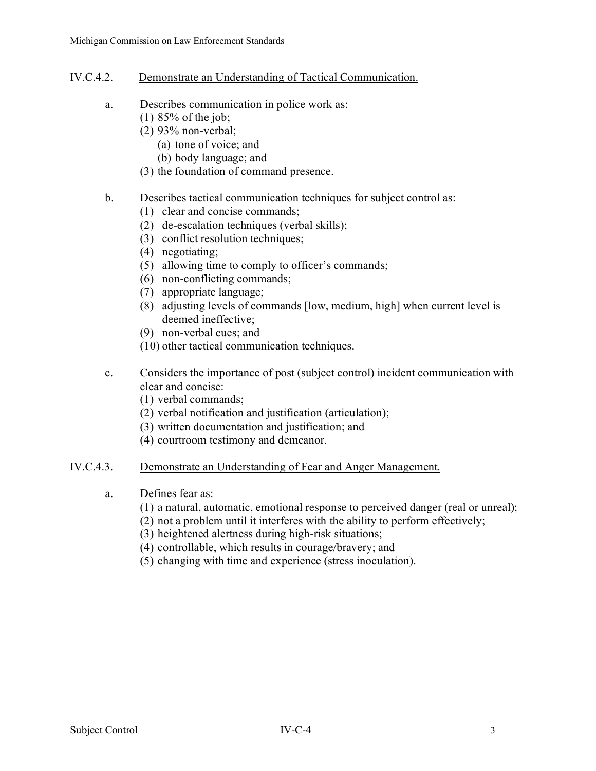## IV.C.4.2. Demonstrate an Understanding of Tactical Communication.

a. Describes communication in police work as:
   (1) 85% of the job;
   (2) 93% non-verbal;
      (a) tone of voice; and
      (b) body language; and
   (3) the foundation of command presence.

b. Describes tactical communication techniques for subject control as:
   (1) clear and concise commands;
   (2) de-escalation techniques (verbal skills);
   (3) conflict resolution techniques;
   (4) negotiating;
   (5) allowing time to comply to officer's commands;
   (6) non-conflicting commands;
   (7) appropriate language;
   (8) adjusting levels of commands [low, medium, high] when current level is deemed ineffective;
   (9) non-verbal cues; and
   (10) other tactical communication techniques.

c. Considers the importance of post (subject control) incident communication with clear and concise:
   (1) verbal commands;
   (2) verbal notification and justification (articulation);
   (3) written documentation and justification; and
   (4) courtroom testimony and demeanor.

## IV.C.4.3. Demonstrate an Understanding of Fear and Anger Management.

a. Defines fear as:
   (1) a natural, automatic, emotional response to perceived danger (real or unreal);
   (2) not a problem until it interferes with the ability to perform effectively;
   (3) heightened alertness during high-risk situations;
   (4) controllable, which results in courage/bravery; and
   (5) changing with time and experience (stress inoculation).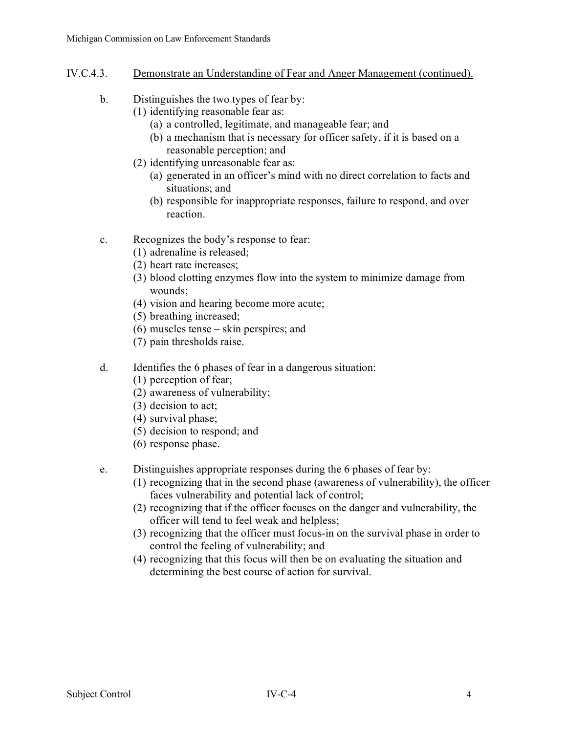## IV.C.4.3. Demonstrate an Understanding of Fear and Anger Management (continued).

b. Distinguishes the two types of fear by:
   (1) identifying reasonable fear as:
      (a) a controlled, legitimate, and manageable fear; and
      (b) a mechanism that is necessary for officer safety, if it is based on a reasonable perception; and
   (2) identifying unreasonable fear as:
      (a) generated in an officer's mind with no direct correlation to facts and situations; and
      (b) responsible for inappropriate responses, failure to respond, and over reaction.

c. Recognizes the body's response to fear:
   (1) adrenaline is released;
   (2) heart rate increases;
   (3) blood clotting enzymes flow into the system to minimize damage from wounds;
   (4) vision and hearing become more acute;
   (5) breathing increased;
   (6) muscles tense – skin perspires; and
   (7) pain thresholds raise.

d. Identifies the 6 phases of fear in a dangerous situation:
   (1) perception of fear;
   (2) awareness of vulnerability;
   (3) decision to act;
   (4) survival phase;
   (5) decision to respond; and
   (6) response phase.

e. Distinguishes appropriate responses during the 6 phases of fear by:
   (1) recognizing that in the second phase (awareness of vulnerability), the officer faces vulnerability and potential lack of control;
   (2) recognizing that if the officer focuses on the danger and vulnerability, the officer will tend to feel weak and helpless;
   (3) recognizing that the officer must focus-in on the survival phase in order to control the feeling of vulnerability; and
   (4) recognizing that this focus will then be on evaluating the situation and determining the best course of action for survival.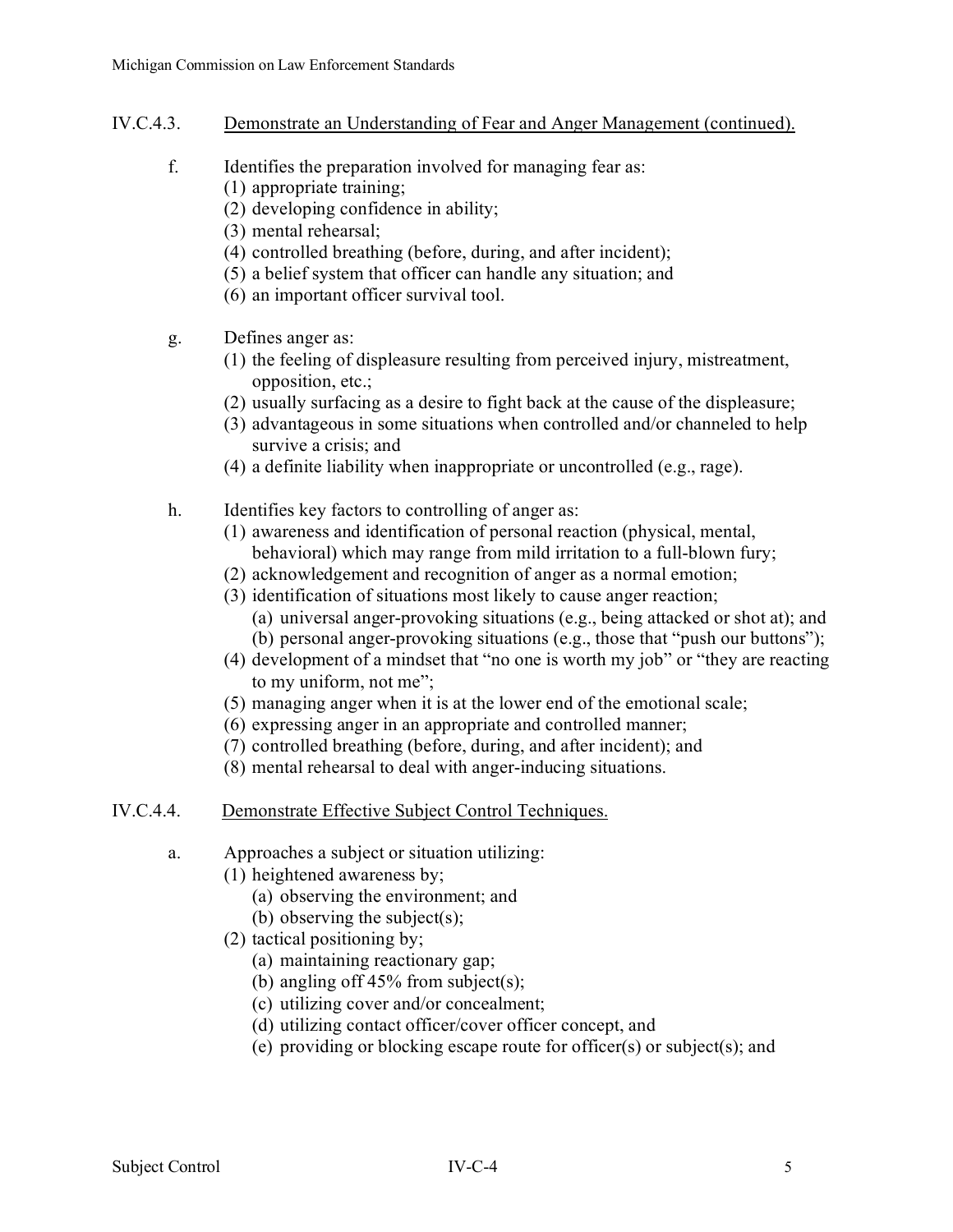IV.C.4.3. Demonstrate an Understanding of Fear and Anger Management (continued).

f. Identifies the preparation involved for managing fear as:
   (1) appropriate training;
   (2) developing confidence in ability;
   (3) mental rehearsal;
   (4) controlled breathing (before, during, and after incident);
   (5) a belief system that officer can handle any situation; and
   (6) an important officer survival tool.

g. Defines anger as:
   (1) the feeling of displeasure resulting from perceived injury, mistreatment, opposition, etc.;
   (2) usually surfacing as a desire to fight back at the cause of the displeasure;
   (3) advantageous in some situations when controlled and/or channeled to help survive a crisis; and
   (4) a definite liability when inappropriate or uncontrolled (e.g., rage).

h. Identifies key factors to controlling of anger as:
   (1) awareness and identification of personal reaction (physical, mental, behavioral) which may range from mild irritation to a full-blown fury;
   (2) acknowledgement and recognition of anger as a normal emotion;
   (3) identification of situations most likely to cause anger reaction;
      (a) universal anger-provoking situations (e.g., being attacked or shot at); and
      (b) personal anger-provoking situations (e.g., those that "push our buttons");
   (4) development of a mindset that "no one is worth my job" or "they are reacting to my uniform, not me";
   (5) managing anger when it is at the lower end of the emotional scale;
   (6) expressing anger in an appropriate and controlled manner;
   (7) controlled breathing (before, during, and after incident); and
   (8) mental rehearsal to deal with anger-inducing situations.

IV.C.4.4. Demonstrate Effective Subject Control Techniques.

a. Approaches a subject or situation utilizing:
   (1) heightened awareness by;
      (a) observing the environment; and
      (b) observing the subject(s);
   (2) tactical positioning by;
      (a) maintaining reactionary gap;
      (b) angling off 45% from subject(s);
      (c) utilizing cover and/or concealment;
      (d) utilizing contact officer/cover officer concept, and
      (e) providing or blocking escape route for officer(s) or subject(s); and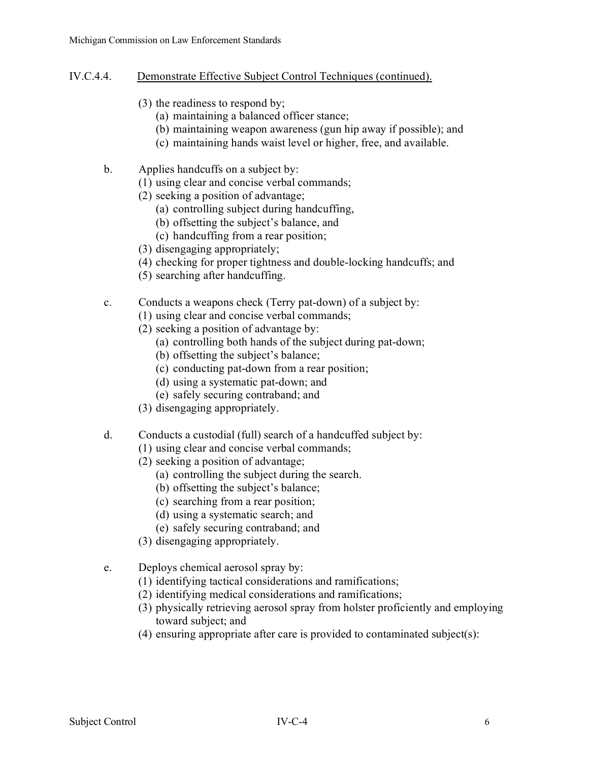## IV.C.4.4. Demonstrate Effective Subject Control Techniques (continued).

(3) the readiness to respond by;
   (a) maintaining a balanced officer stance;
   (b) maintaining weapon awareness (gun hip away if possible); and
   (c) maintaining hands waist level or higher, free, and available.

b. Applies handcuffs on a subject by:
   (1) using clear and concise verbal commands;
   (2) seeking a position of advantage;
      (a) controlling subject during handcuffing,
      (b) offsetting the subject's balance, and
      (c) handcuffing from a rear position;
   (3) disengaging appropriately;
   (4) checking for proper tightness and double-locking handcuffs; and
   (5) searching after handcuffing.

c. Conducts a weapons check (Terry pat-down) of a subject by:
   (1) using clear and concise verbal commands;
   (2) seeking a position of advantage by:
      (a) controlling both hands of the subject during pat-down;
      (b) offsetting the subject's balance;
      (c) conducting pat-down from a rear position;
      (d) using a systematic pat-down; and
      (e) safely securing contraband; and
   (3) disengaging appropriately.

d. Conducts a custodial (full) search of a handcuffed subject by:
   (1) using clear and concise verbal commands;
   (2) seeking a position of advantage;
      (a) controlling the subject during the search.
      (b) offsetting the subject's balance;
      (c) searching from a rear position;
      (d) using a systematic search; and
      (e) safely securing contraband; and
   (3) disengaging appropriately.

e. Deploys chemical aerosol spray by:
   (1) identifying tactical considerations and ramifications;
   (2) identifying medical considerations and ramifications;
   (3) physically retrieving aerosol spray from holster proficiently and employing toward subject; and
   (4) ensuring appropriate after care is provided to contaminated subject(s):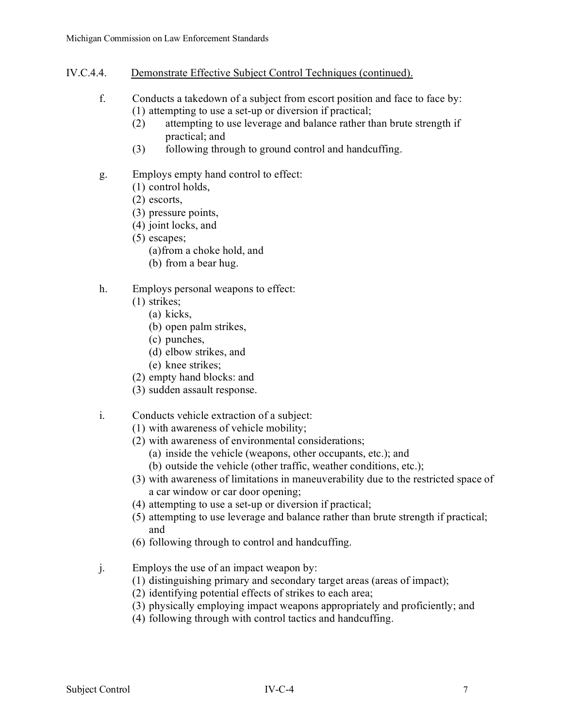IV.C.4.4. Demonstrate Effective Subject Control Techniques (continued).

f. Conducts a takedown of a subject from escort position and face to face by:
   (1) attempting to use a set-up or diversion if practical;
   (2) attempting to use leverage and balance rather than brute strength if practical; and
   (3) following through to ground control and handcuffing.

g. Employs empty hand control to effect:
   (1) control holds,
   (2) escorts,
   (3) pressure points,
   (4) joint locks, and
   (5) escapes;
      (a) from a choke hold, and
      (b) from a bear hug.

h. Employs personal weapons to effect:
   (1) strikes;
      (a) kicks,
      (b) open palm strikes,
      (c) punches,
      (d) elbow strikes, and
      (e) knee strikes;
   (2) empty hand blocks: and
   (3) sudden assault response.

i. Conducts vehicle extraction of a subject:
   (1) with awareness of vehicle mobility;
   (2) with awareness of environmental considerations;
      (a) inside the vehicle (weapons, other occupants, etc.); and
      (b) outside the vehicle (other traffic, weather conditions, etc.);
   (3) with awareness of limitations in maneuverability due to the restricted space of a car window or car door opening;
   (4) attempting to use a set-up or diversion if practical;
   (5) attempting to use leverage and balance rather than brute strength if practical; and
   (6) following through to control and handcuffing.

j. Employs the use of an impact weapon by:
   (1) distinguishing primary and secondary target areas (areas of impact);
   (2) identifying potential effects of strikes to each area;
   (3) physically employing impact weapons appropriately and proficiently; and
   (4) following through with control tactics and handcuffing.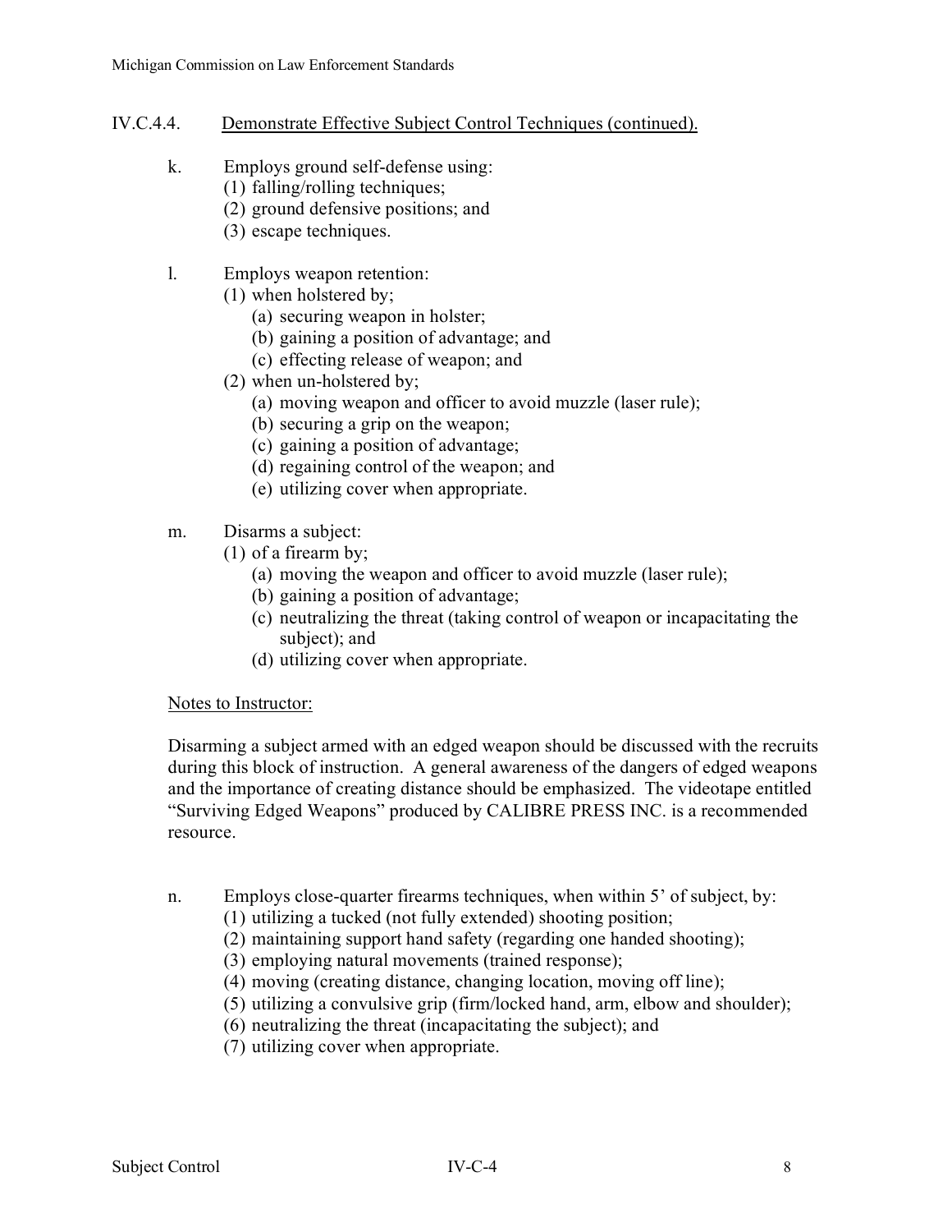## IV.C.4.4. Demonstrate Effective Subject Control Techniques (continued).

k. Employs ground self-defense using:
   (1) falling/rolling techniques;
   (2) ground defensive positions; and
   (3) escape techniques.

l. Employs weapon retention:
   (1) when holstered by;
      (a) securing weapon in holster;
      (b) gaining a position of advantage; and
      (c) effecting release of weapon; and
   (2) when un-holstered by;
      (a) moving weapon and officer to avoid muzzle (laser rule);
      (b) securing a grip on the weapon;
      (c) gaining a position of advantage;
      (d) regaining control of the weapon; and
      (e) utilizing cover when appropriate.

m. Disarms a subject:
   (1) of a firearm by;
      (a) moving the weapon and officer to avoid muzzle (laser rule);
      (b) gaining a position of advantage;
      (c) neutralizing the threat (taking control of weapon or incapacitating the subject); and
      (d) utilizing cover when appropriate.

Notes to Instructor:

Disarming a subject armed with an edged weapon should be discussed with the recruits during this block of instruction. A general awareness of the dangers of edged weapons and the importance of creating distance should be emphasized. The videotape entitled "Surviving Edged Weapons" produced by CALIBRE PRESS INC. is a recommended resource.

n. Employs close-quarter firearms techniques, when within 5' of subject, by:
   (1) utilizing a tucked (not fully extended) shooting position;
   (2) maintaining support hand safety (regarding one handed shooting);
   (3) employing natural movements (trained response);
   (4) moving (creating distance, changing location, moving off line);
   (5) utilizing a convulsive grip (firm/locked hand, arm, elbow and shoulder);
   (6) neutralizing the threat (incapacitating the subject); and
   (7) utilizing cover when appropriate.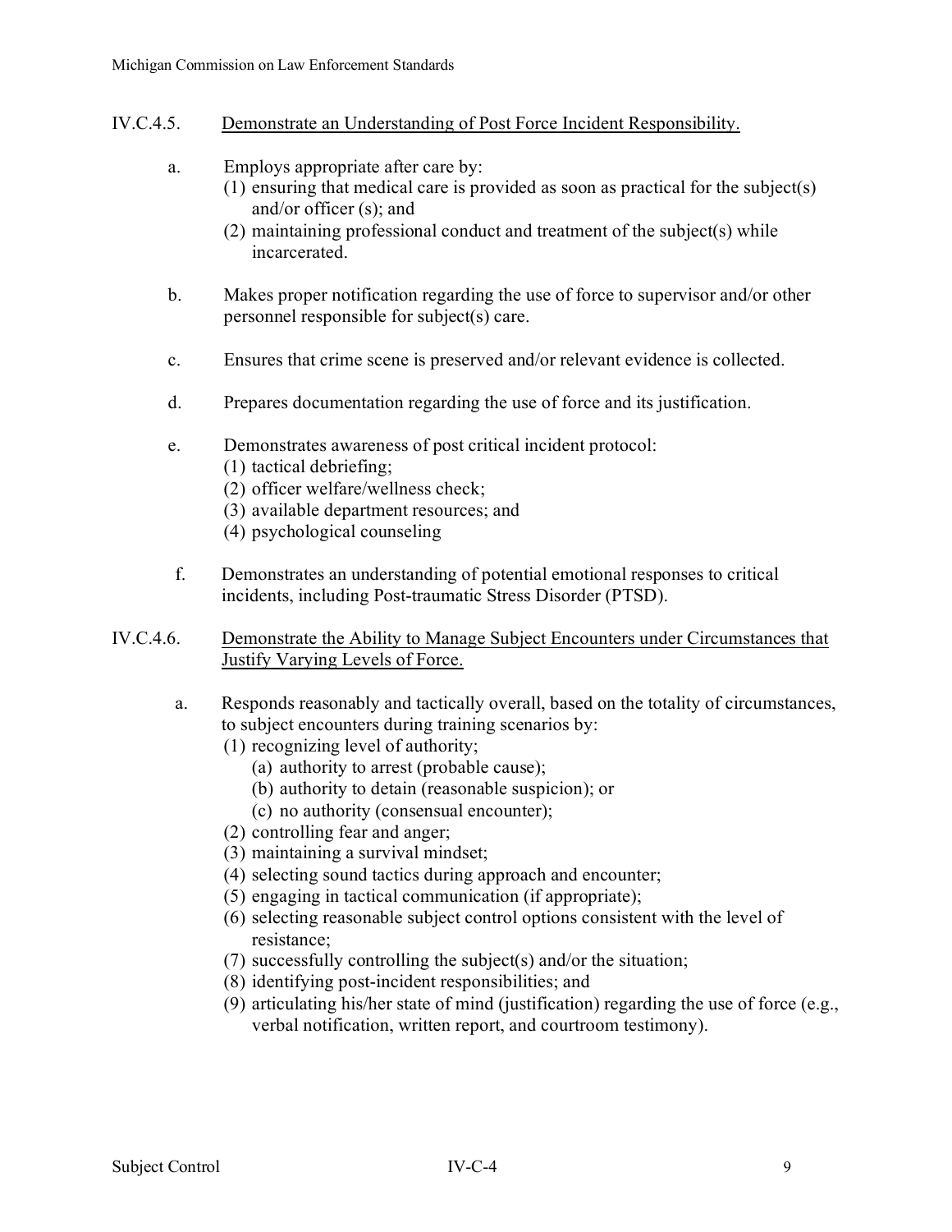## IV.C.4.5. Demonstrate an Understanding of Post Force Incident Responsibility.

a. Employs appropriate after care by:
   (1) ensuring that medical care is provided as soon as practical for the subject(s) and/or officer (s); and
   (2) maintaining professional conduct and treatment of the subject(s) while incarcerated.

b. Makes proper notification regarding the use of force to supervisor and/or other personnel responsible for subject(s) care.

c. Ensures that crime scene is preserved and/or relevant evidence is collected.

d. Prepares documentation regarding the use of force and its justification.

e. Demonstrates awareness of post critical incident protocol:
   (1) tactical debriefing;
   (2) officer welfare/wellness check;
   (3) available department resources; and
   (4) psychological counseling

f. Demonstrates an understanding of potential emotional responses to critical incidents, including Post-traumatic Stress Disorder (PTSD).

## IV.C.4.6. Demonstrate the Ability to Manage Subject Encounters under Circumstances that Justify Varying Levels of Force.

a. Responds reasonably and tactically overall, based on the totality of circumstances, to subject encounters during training scenarios by:
   (1) recognizing level of authority;
      (a) authority to arrest (probable cause);
      (b) authority to detain (reasonable suspicion); or
      (c) no authority (consensual encounter);
   (2) controlling fear and anger;
   (3) maintaining a survival mindset;
   (4) selecting sound tactics during approach and encounter;
   (5) engaging in tactical communication (if appropriate);
   (6) selecting reasonable subject control options consistent with the level of resistance;
   (7) successfully controlling the subject(s) and/or the situation;
   (8) identifying post-incident responsibilities; and
   (9) articulating his/her state of mind (justification) regarding the use of force (e.g., verbal notification, written report, and courtroom testimony).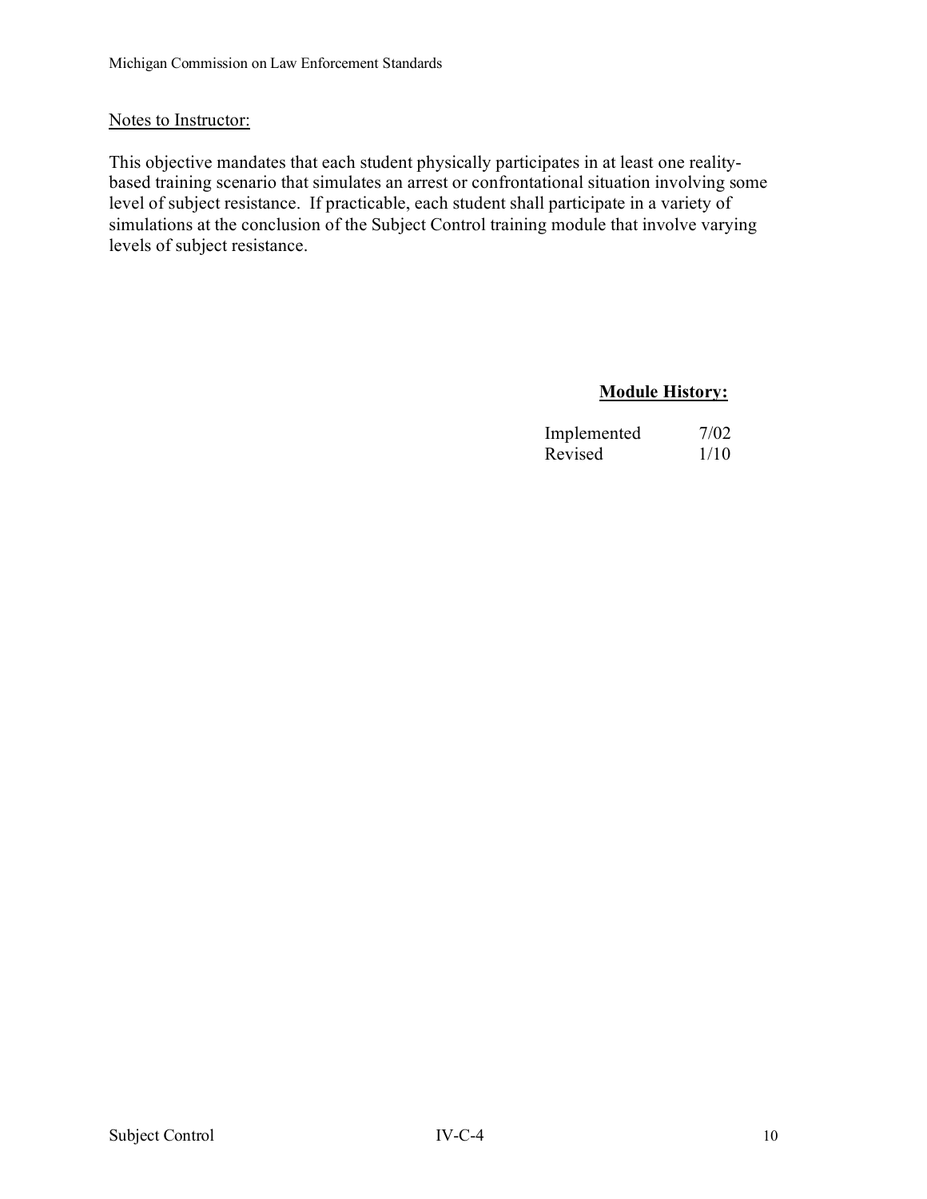Notes to Instructor:

This objective mandates that each student physically participates in at least one reality-based training scenario that simulates an arrest or confrontational situation involving some level of subject resistance. If practicable, each student shall participate in a variety of simulations at the conclusion of the Subject Control training module that involve varying levels of subject resistance.

**Module History:**

| | |
|---|---|
| Implemented | 7/02 |
| Revised | 1/10 |